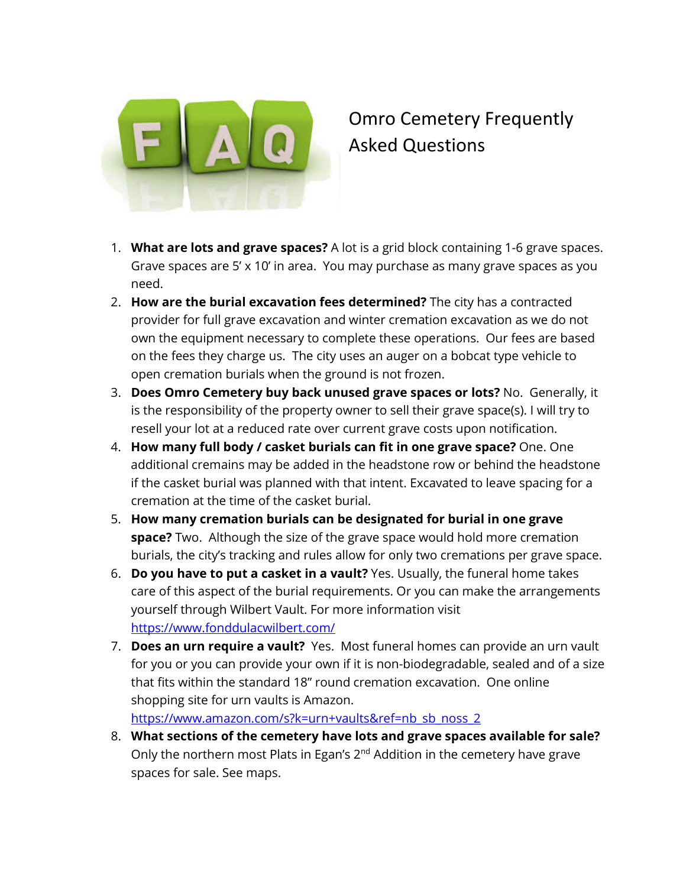# Omro Cemetery Frequently Asked Questions

1. **What are lots and grave spaces?** A lot is a grid block containing 1-6 grave spaces. Grave spaces are 5' x 10' in area. You may purchase as many grave spaces as you need.
2. **How are the burial excavation fees determined?** The city has a contracted provider for full grave excavation and winter cremation excavation as we do not own the equipment necessary to complete these operations. Our fees are based on the fees they charge us. The city uses an auger on a bobcat type vehicle to open cremation burials when the ground is not frozen.
3. **Does Omro Cemetery buy back unused grave spaces or lots?** No. Generally, it is the responsibility of the property owner to sell their grave space(s). I will try to resell your lot at a reduced rate over current grave costs upon notification.
4. **How many full body / casket burials can fit in one grave space?** One. One additional cremains may be added in the headstone row or behind the headstone if the casket burial was planned with that intent. Excavated to leave spacing for a cremation at the time of the casket burial.
5. **How many cremation burials can be designated for burial in one grave space?** Two. Although the size of the grave space would hold more cremation burials, the city's tracking and rules allow for only two cremations per grave space.
6. **Do you have to put a casket in a vault?** Yes. Usually, the funeral home takes care of this aspect of the burial requirements. Or you can make the arrangements yourself through Wilbert Vault. For more information visit https://www.fonddulacwilbert.com/
7. **Does an urn require a vault?** Yes. Most funeral homes can provide an urn vault for you or you can provide your own if it is non-biodegradable, sealed and of a size that fits within the standard 18" round cremation excavation. One online shopping site for urn vaults is Amazon. https://www.amazon.com/s?k=urn+vaults&ref=nb_sb_noss_2
8. **What sections of the cemetery have lots and grave spaces available for sale?** Only the northern most Plats in Egan's 2nd Addition in the cemetery have grave spaces for sale. See maps.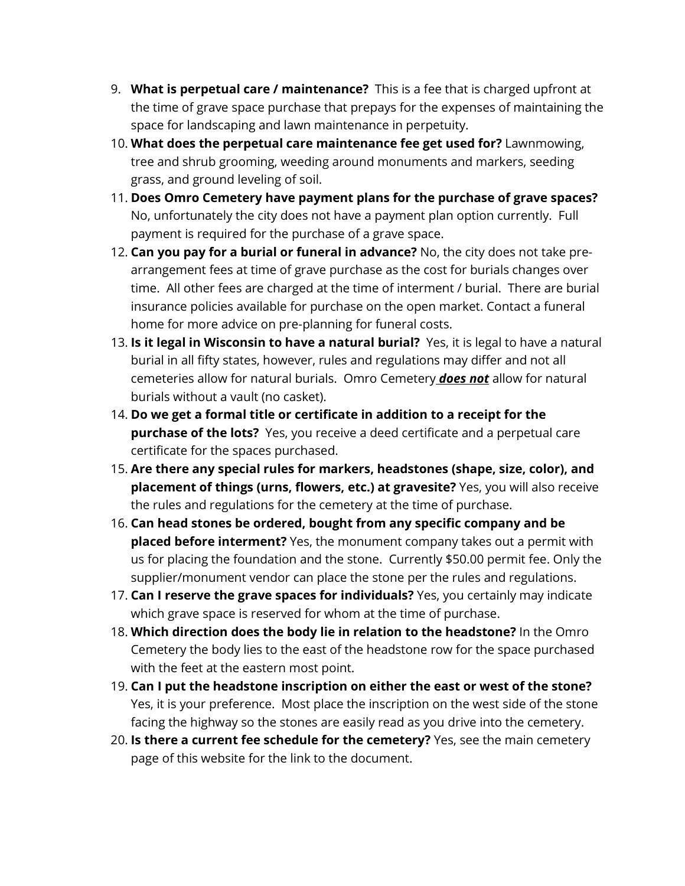9. **What is perpetual care / maintenance?** This is a fee that is charged upfront at the time of grave space purchase that prepays for the expenses of maintaining the space for landscaping and lawn maintenance in perpetuity.
10. **What does the perpetual care maintenance fee get used for?** Lawnmowing, tree and shrub grooming, weeding around monuments and markers, seeding grass, and ground leveling of soil.
11. **Does Omro Cemetery have payment plans for the purchase of grave spaces?** No, unfortunately the city does not have a payment plan option currently. Full payment is required for the purchase of a grave space.
12. **Can you pay for a burial or funeral in advance?** No, the city does not take pre-arrangement fees at time of grave purchase as the cost for burials changes over time. All other fees are charged at the time of interment / burial. There are burial insurance policies available for purchase on the open market. Contact a funeral home for more advice on pre-planning for funeral costs.
13. **Is it legal in Wisconsin to have a natural burial?** Yes, it is legal to have a natural burial in all fifty states, however, rules and regulations may differ and not all cemeteries allow for natural burials. Omro Cemetery ***does not*** allow for natural burials without a vault (no casket).
14. **Do we get a formal title or certificate in addition to a receipt for the purchase of the lots?** Yes, you receive a deed certificate and a perpetual care certificate for the spaces purchased.
15. **Are there any special rules for markers, headstones (shape, size, color), and placement of things (urns, flowers, etc.) at gravesite?** Yes, you will also receive the rules and regulations for the cemetery at the time of purchase.
16. **Can head stones be ordered, bought from any specific company and be placed before interment?** Yes, the monument company takes out a permit with us for placing the foundation and the stone. Currently $50.00 permit fee. Only the supplier/monument vendor can place the stone per the rules and regulations.
17. **Can I reserve the grave spaces for individuals?** Yes, you certainly may indicate which grave space is reserved for whom at the time of purchase.
18. **Which direction does the body lie in relation to the headstone?** In the Omro Cemetery the body lies to the east of the headstone row for the space purchased with the feet at the eastern most point.
19. **Can I put the headstone inscription on either the east or west of the stone?** Yes, it is your preference. Most place the inscription on the west side of the stone facing the highway so the stones are easily read as you drive into the cemetery.
20. **Is there a current fee schedule for the cemetery?** Yes, see the main cemetery page of this website for the link to the document.